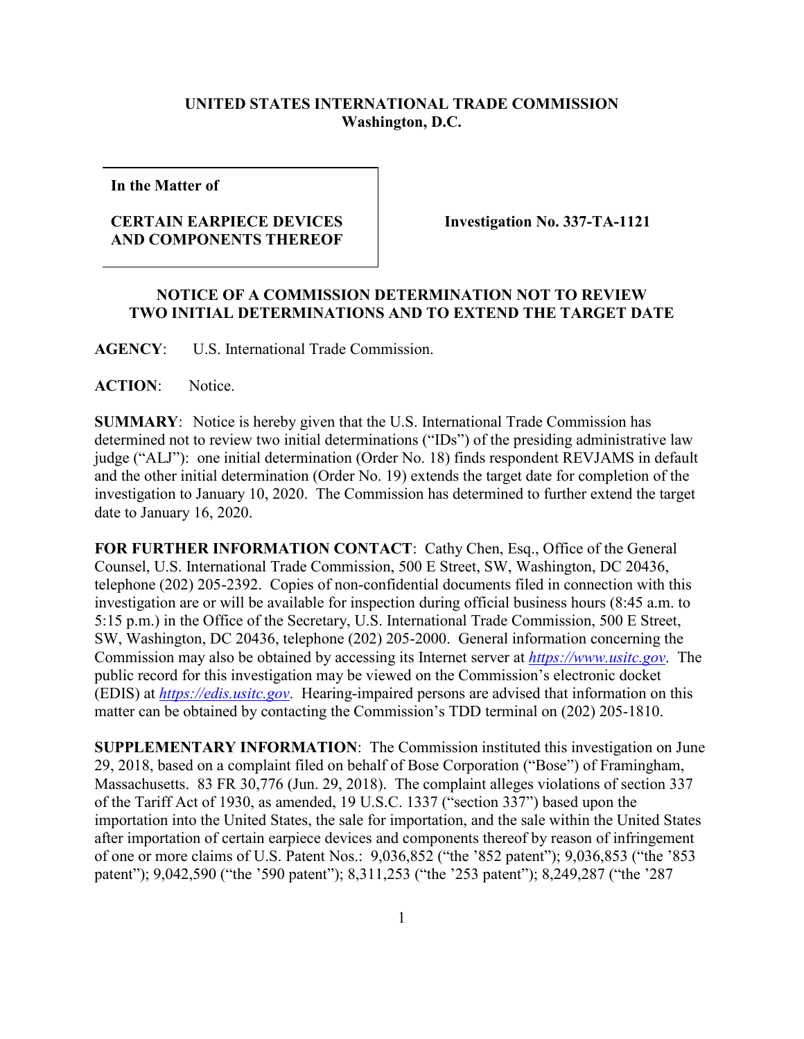**UNITED STATES INTERNATIONAL TRADE COMMISSION**
**Washington, D.C.**

| **In the Matter of**<br><br>**CERTAIN EARPIECE DEVICES AND COMPONENTS THEREOF** | **Investigation No. 337-TA-1121** |
|---|---|

## NOTICE OF A COMMISSION DETERMINATION NOT TO REVIEW TWO INITIAL DETERMINATIONS AND TO EXTEND THE TARGET DATE

**AGENCY**: U.S. International Trade Commission.

**ACTION**: Notice.

**SUMMARY**: Notice is hereby given that the U.S. International Trade Commission has determined not to review two initial determinations ("IDs") of the presiding administrative law judge ("ALJ"): one initial determination (Order No. 18) finds respondent REVJAMS in default and the other initial determination (Order No. 19) extends the target date for completion of the investigation to January 10, 2020. The Commission has determined to further extend the target date to January 16, 2020.

**FOR FURTHER INFORMATION CONTACT**: Cathy Chen, Esq., Office of the General Counsel, U.S. International Trade Commission, 500 E Street, SW, Washington, DC 20436, telephone (202) 205-2392. Copies of non-confidential documents filed in connection with this investigation are or will be available for inspection during official business hours (8:45 a.m. to 5:15 p.m.) in the Office of the Secretary, U.S. International Trade Commission, 500 E Street, SW, Washington, DC 20436, telephone (202) 205-2000. General information concerning the Commission may also be obtained by accessing its Internet server at *https://www.usitc.gov*. The public record for this investigation may be viewed on the Commission's electronic docket (EDIS) at *https://edis.usitc.gov*. Hearing-impaired persons are advised that information on this matter can be obtained by contacting the Commission's TDD terminal on (202) 205-1810.

**SUPPLEMENTARY INFORMATION**: The Commission instituted this investigation on June 29, 2018, based on a complaint filed on behalf of Bose Corporation ("Bose") of Framingham, Massachusetts. 83 FR 30,776 (Jun. 29, 2018). The complaint alleges violations of section 337 of the Tariff Act of 1930, as amended, 19 U.S.C. 1337 ("section 337") based upon the importation into the United States, the sale for importation, and the sale within the United States after importation of certain earpiece devices and components thereof by reason of infringement of one or more claims of U.S. Patent Nos.: 9,036,852 ("the '852 patent"); 9,036,853 ("the '853 patent"); 9,042,590 ("the '590 patent"); 8,311,253 ("the '253 patent"); 8,249,287 ("the '287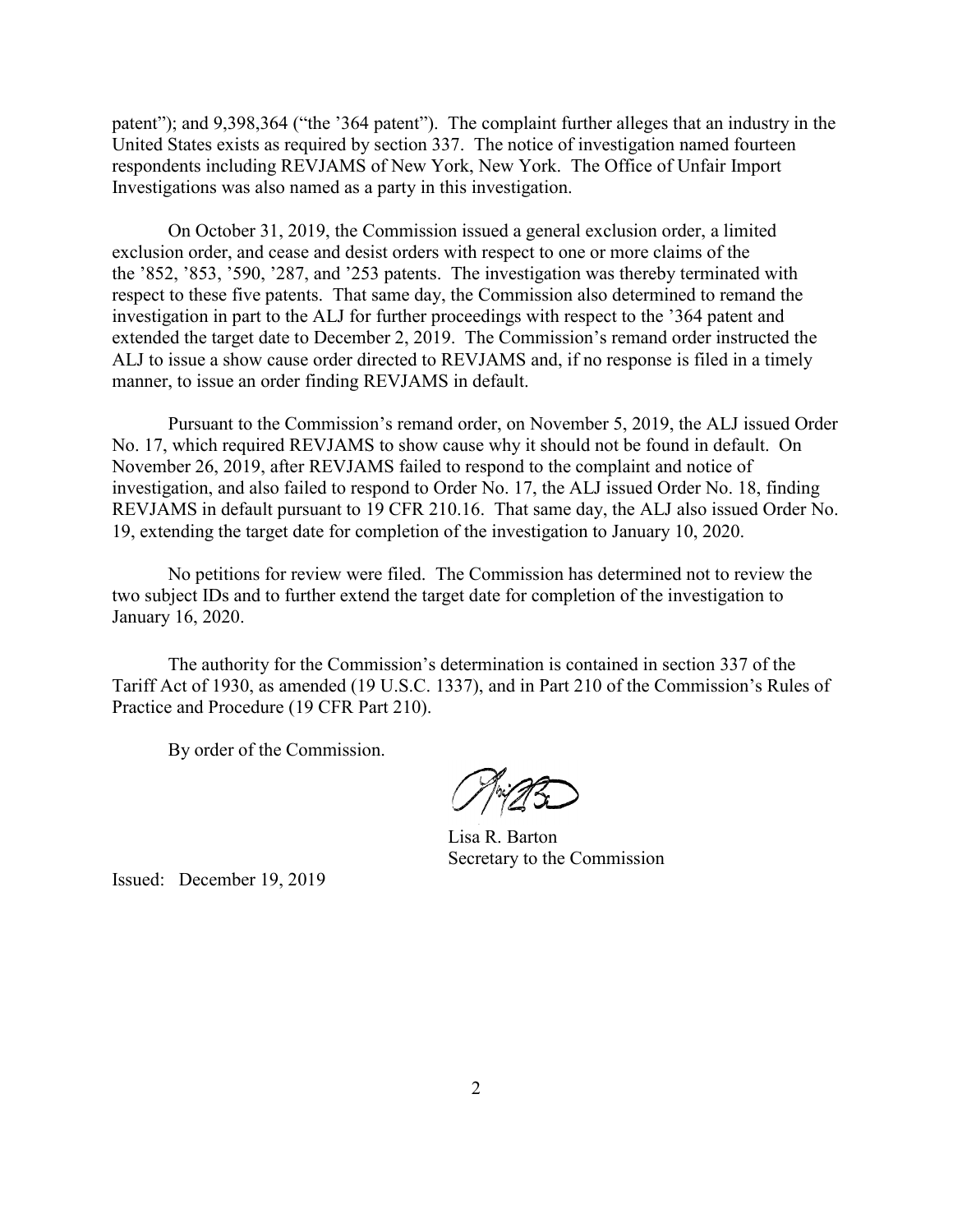patent"); and 9,398,364 ("the '364 patent"). The complaint further alleges that an industry in the United States exists as required by section 337. The notice of investigation named fourteen respondents including REVJAMS of New York, New York. The Office of Unfair Import Investigations was also named as a party in this investigation.

On October 31, 2019, the Commission issued a general exclusion order, a limited exclusion order, and cease and desist orders with respect to one or more claims of the the '852, '853, '590, '287, and '253 patents. The investigation was thereby terminated with respect to these five patents. That same day, the Commission also determined to remand the investigation in part to the ALJ for further proceedings with respect to the '364 patent and extended the target date to December 2, 2019. The Commission's remand order instructed the ALJ to issue a show cause order directed to REVJAMS and, if no response is filed in a timely manner, to issue an order finding REVJAMS in default.

Pursuant to the Commission's remand order, on November 5, 2019, the ALJ issued Order No. 17, which required REVJAMS to show cause why it should not be found in default. On November 26, 2019, after REVJAMS failed to respond to the complaint and notice of investigation, and also failed to respond to Order No. 17, the ALJ issued Order No. 18, finding REVJAMS in default pursuant to 19 CFR 210.16. That same day, the ALJ also issued Order No. 19, extending the target date for completion of the investigation to January 10, 2020.

No petitions for review were filed. The Commission has determined not to review the two subject IDs and to further extend the target date for completion of the investigation to January 16, 2020.

The authority for the Commission's determination is contained in section 337 of the Tariff Act of 1930, as amended (19 U.S.C. 1337), and in Part 210 of the Commission's Rules of Practice and Procedure (19 CFR Part 210).

By order of the Commission.

Lisa R. Barton
Secretary to the Commission

Issued: December 19, 2019